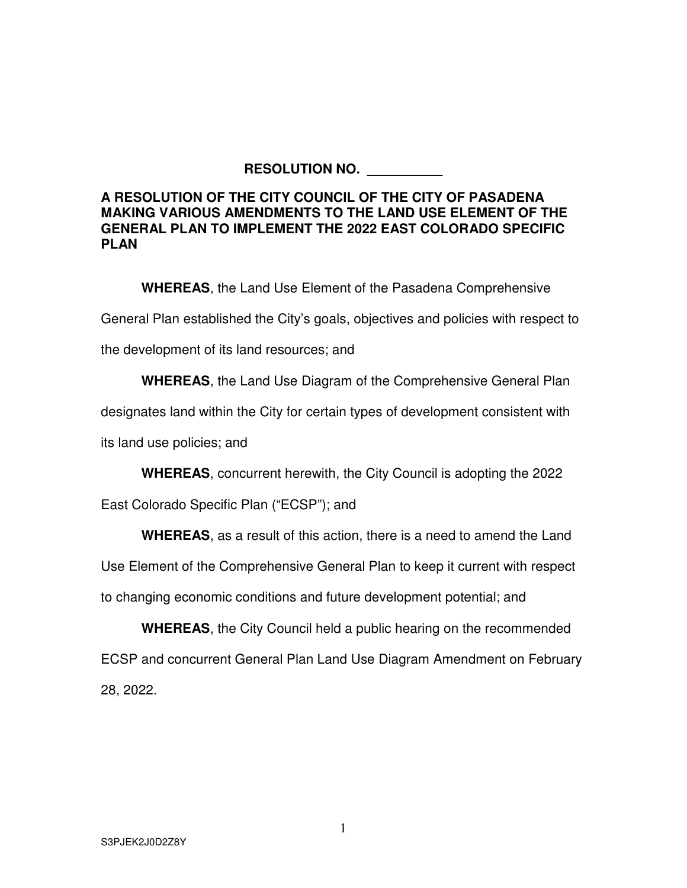**RESOLUTION NO. __________**

**A RESOLUTION OF THE CITY COUNCIL OF THE CITY OF PASADENA MAKING VARIOUS AMENDMENTS TO THE LAND USE ELEMENT OF THE GENERAL PLAN TO IMPLEMENT THE 2022 EAST COLORADO SPECIFIC PLAN**

**WHEREAS**, the Land Use Element of the Pasadena Comprehensive General Plan established the City's goals, objectives and policies with respect to the development of its land resources; and

**WHEREAS**, the Land Use Diagram of the Comprehensive General Plan designates land within the City for certain types of development consistent with its land use policies; and

**WHEREAS**, concurrent herewith, the City Council is adopting the 2022 East Colorado Specific Plan ("ECSP"); and

**WHEREAS**, as a result of this action, there is a need to amend the Land Use Element of the Comprehensive General Plan to keep it current with respect to changing economic conditions and future development potential; and

**WHEREAS**, the City Council held a public hearing on the recommended ECSP and concurrent General Plan Land Use Diagram Amendment on February 28, 2022.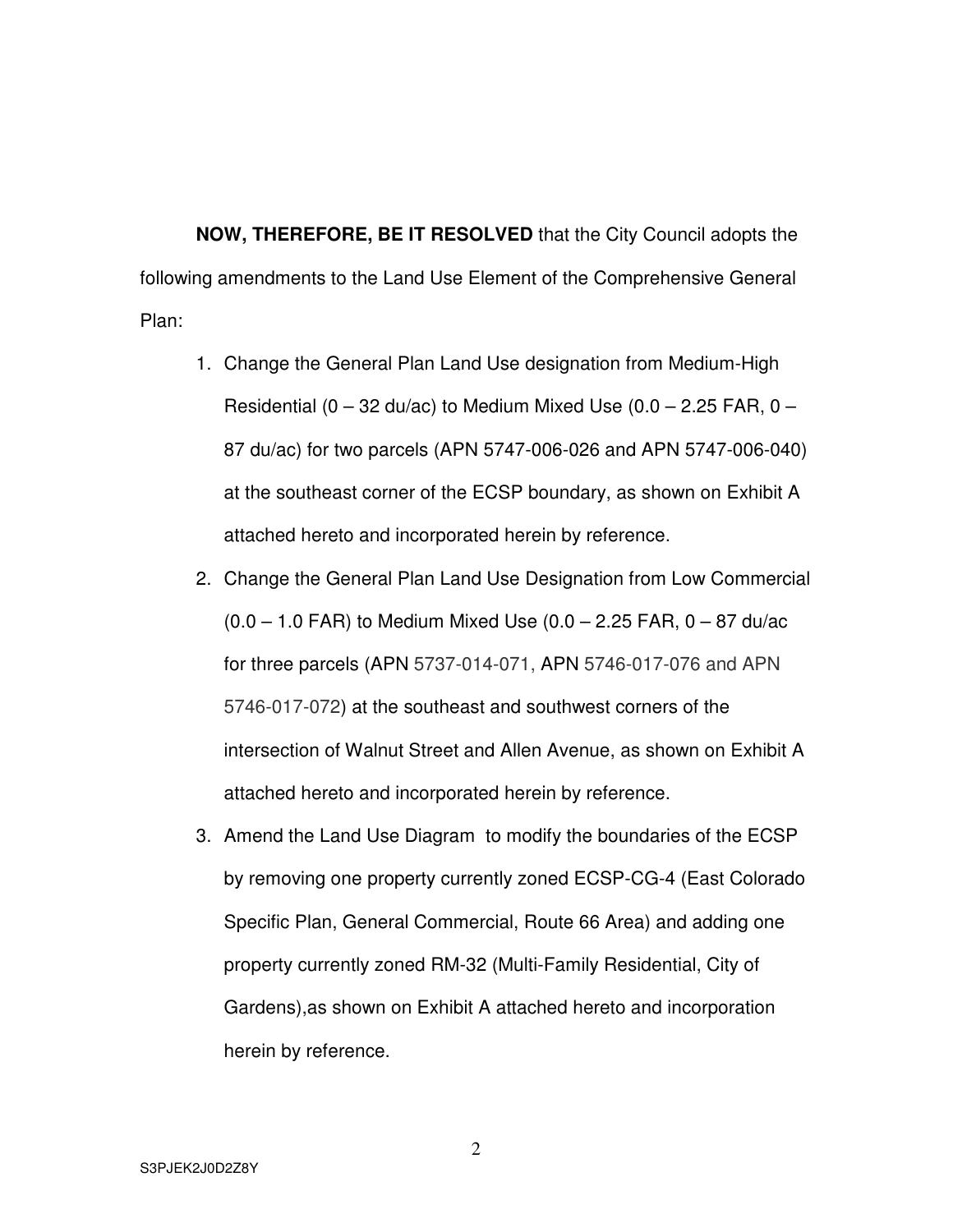**NOW, THEREFORE, BE IT RESOLVED** that the City Council adopts the following amendments to the Land Use Element of the Comprehensive General Plan:

1. Change the General Plan Land Use designation from Medium-High Residential (0 – 32 du/ac) to Medium Mixed Use (0.0 – 2.25 FAR, 0 – 87 du/ac) for two parcels (APN 5747-006-026 and APN 5747-006-040) at the southeast corner of the ECSP boundary, as shown on Exhibit A attached hereto and incorporated herein by reference.
2. Change the General Plan Land Use Designation from Low Commercial (0.0 – 1.0 FAR) to Medium Mixed Use (0.0 – 2.25 FAR, 0 – 87 du/ac for three parcels (APN 5737-014-071, APN 5746-017-076 and APN 5746-017-072) at the southeast and southwest corners of the intersection of Walnut Street and Allen Avenue, as shown on Exhibit A attached hereto and incorporated herein by reference.
3. Amend the Land Use Diagram to modify the boundaries of the ECSP by removing one property currently zoned ECSP-CG-4 (East Colorado Specific Plan, General Commercial, Route 66 Area) and adding one property currently zoned RM-32 (Multi-Family Residential, City of Gardens),as shown on Exhibit A attached hereto and incorporation herein by reference.

S3PJEK2J0D2Z8Y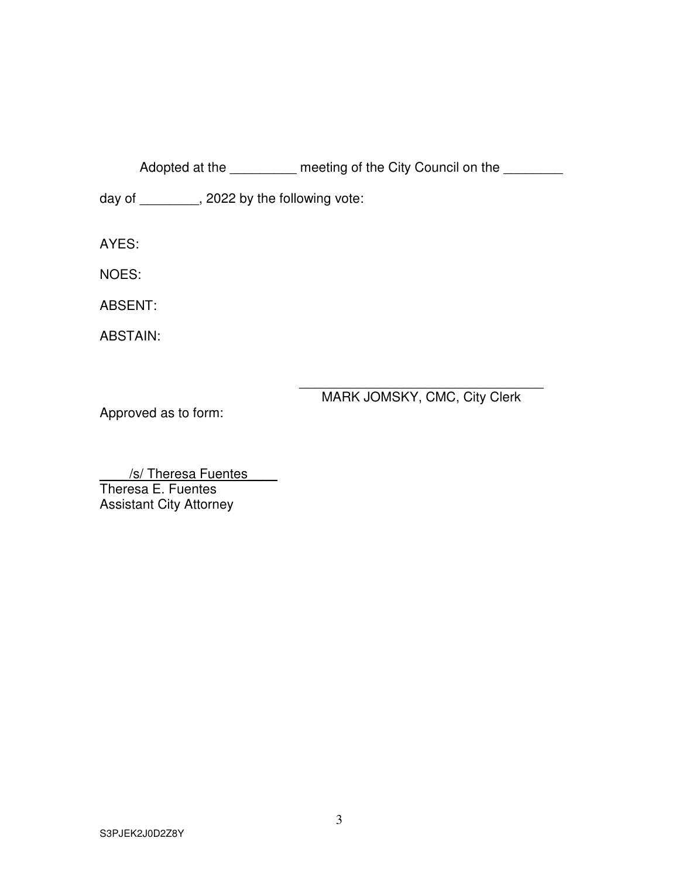Adopted at the _________ meeting of the City Council on the ________ day of ________, 2022 by the following vote:

AYES:

NOES:

ABSENT:

ABSTAIN:

\_\_\_\_\_\_\_\_\_\_\_\_\_\_\_\_\_\_\_\_\_\_\_\_\_\_\_\_\_\_\_\_\_\_\_\_

MARK JOMSKY, CMC, City Clerk

Approved as to form:

/s/ Theresa Fuentes

Theresa E. Fuentes

Assistant City Attorney

S3PJEK2J0D2Z8Y